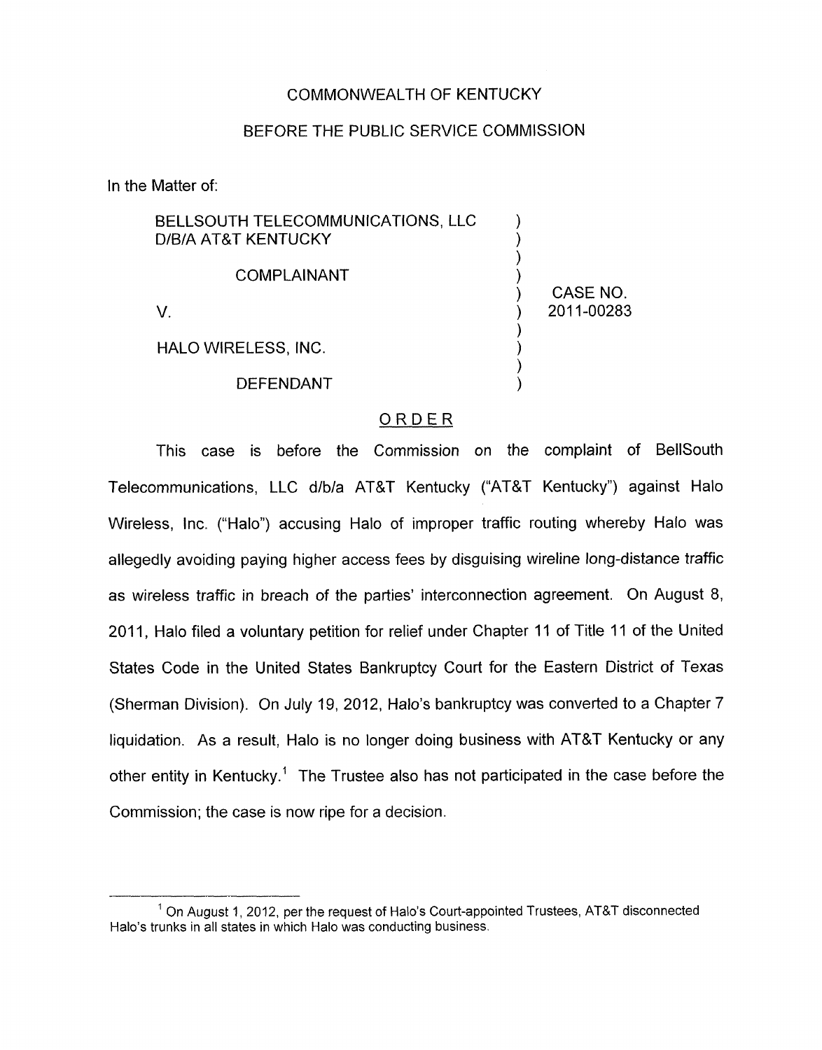COMMONWEALTH OF KENTUCKY

BEFORE THE PUBLIC SERVICE COMMISSION

In the Matter of:

| | | |
|---|---|---|
| BELLSOUTH TELECOMMUNICATIONS, LLC D/B/A AT&T KENTUCKY | ) | |
| COMPLAINANT | ) | |
| V. | ) | CASE NO. 2011-00283 |
| HALO WIRELESS, INC. | ) | |
| DEFENDANT | ) | |

## ORDER

This case is before the Commission on the complaint of BellSouth Telecommunications, LLC d/b/a AT&T Kentucky ("AT&T Kentucky") against Halo Wireless, Inc. ("Halo") accusing Halo of improper traffic routing whereby Halo was allegedly avoiding paying higher access fees by disguising wireline long-distance traffic as wireless traffic in breach of the parties' interconnection agreement. On August 8, 2011, Halo filed a voluntary petition for relief under Chapter 11 of Title 11 of the United States Code in the United States Bankruptcy Court for the Eastern District of Texas (Sherman Division). On July 19, 2012, Halo's bankruptcy was converted to a Chapter 7 liquidation. As a result, Halo is no longer doing business with AT&T Kentucky or any other entity in Kentucky.[1] The Trustee also has not participated in the case before the Commission; the case is now ripe for a decision.

---

[1] On August 1, 2012, per the request of Halo's Court-appointed Trustees, AT&T disconnected Halo's trunks in all states in which Halo was conducting business.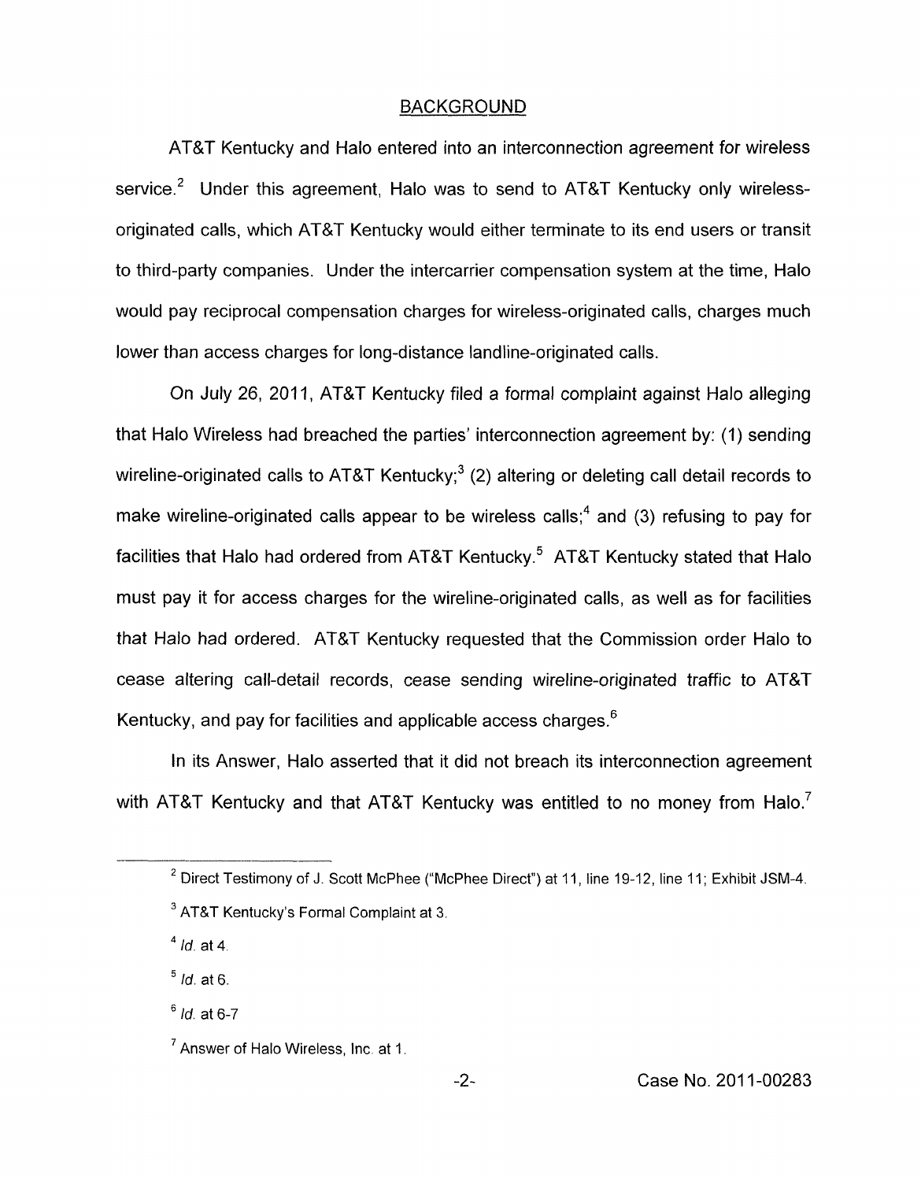## BACKGROUND

AT&T Kentucky and Halo entered into an interconnection agreement for wireless service.[2] Under this agreement, Halo was to send to AT&T Kentucky only wireless-originated calls, which AT&T Kentucky would either terminate to its end users or transit to third-party companies. Under the intercarrier compensation system at the time, Halo would pay reciprocal compensation charges for wireless-originated calls, charges much lower than access charges for long-distance landline-originated calls.

On July 26, 2011, AT&T Kentucky filed a formal complaint against Halo alleging that Halo Wireless had breached the parties' interconnection agreement by: (1) sending wireline-originated calls to AT&T Kentucky;[3] (2) altering or deleting call detail records to make wireline-originated calls appear to be wireless calls;[4] and (3) refusing to pay for facilities that Halo had ordered from AT&T Kentucky.[5] AT&T Kentucky stated that Halo must pay it for access charges for the wireline-originated calls, as well as for facilities that Halo had ordered. AT&T Kentucky requested that the Commission order Halo to cease altering call-detail records, cease sending wireline-originated traffic to AT&T Kentucky, and pay for facilities and applicable access charges.[6]

In its Answer, Halo asserted that it did not breach its interconnection agreement with AT&T Kentucky and that AT&T Kentucky was entitled to no money from Halo.[7]

---

[2] Direct Testimony of J. Scott McPhee ("McPhee Direct") at 11, line 19-12, line 11; Exhibit JSM-4.

[3] AT&T Kentucky's Formal Complaint at 3.

[4] *Id.* at 4.

[5] *Id.* at 6.

[6] *Id.* at 6-7

[7] Answer of Halo Wireless, Inc. at 1.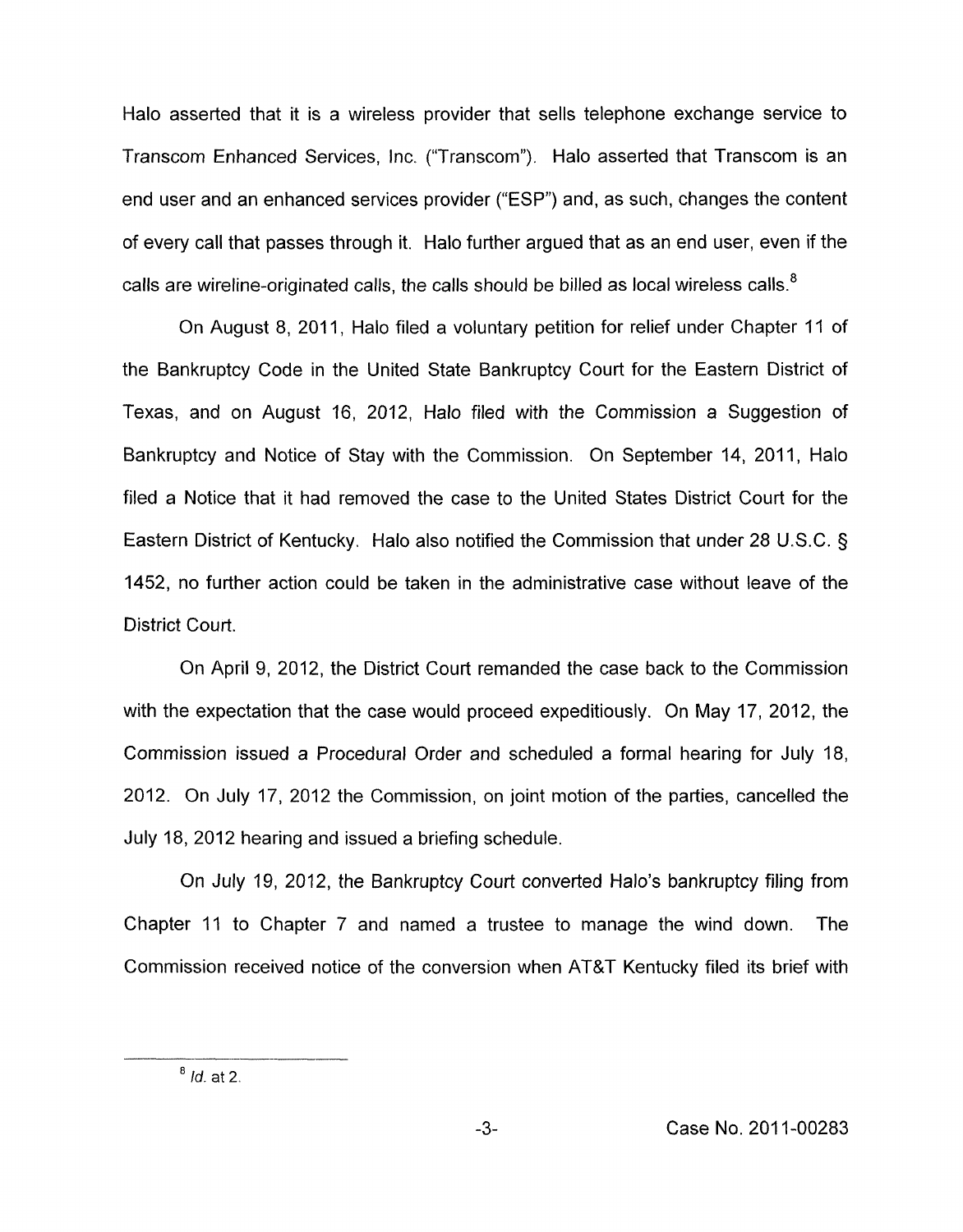Halo asserted that it is a wireless provider that sells telephone exchange service to Transcom Enhanced Services, Inc. ("Transcom"). Halo asserted that Transcom is an end user and an enhanced services provider ("ESP") and, as such, changes the content of every call that passes through it. Halo further argued that as an end user, even if the calls are wireline-originated calls, the calls should be billed as local wireless calls.[8]

On August 8, 2011, Halo filed a voluntary petition for relief under Chapter 11 of the Bankruptcy Code in the United State Bankruptcy Court for the Eastern District of Texas, and on August 16, 2012, Halo filed with the Commission a Suggestion of Bankruptcy and Notice of Stay with the Commission. On September 14, 2011, Halo filed a Notice that it had removed the case to the United States District Court for the Eastern District of Kentucky. Halo also notified the Commission that under 28 U.S.C. § 1452, no further action could be taken in the administrative case without leave of the District Court.

On April 9, 2012, the District Court remanded the case back to the Commission with the expectation that the case would proceed expeditiously. On May 17, 2012, the Commission issued a Procedural Order and scheduled a formal hearing for July 18, 2012. On July 17, 2012 the Commission, on joint motion of the parties, cancelled the July 18, 2012 hearing and issued a briefing schedule.

On July 19, 2012, the Bankruptcy Court converted Halo's bankruptcy filing from Chapter 11 to Chapter 7 and named a trustee to manage the wind down. The Commission received notice of the conversion when AT&T Kentucky filed its brief with

[8] *Id.* at 2.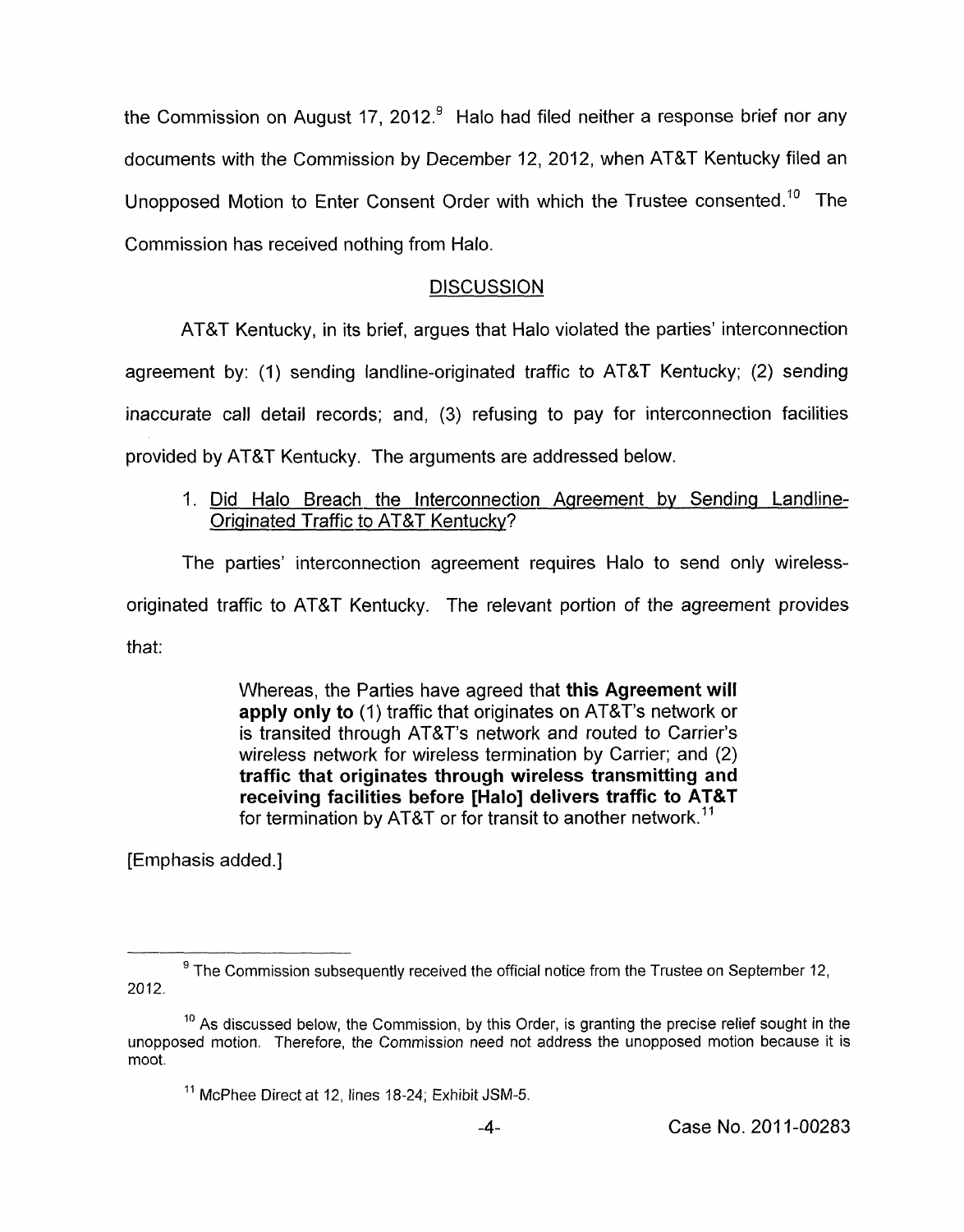the Commission on August 17, 2012.[9] Halo had filed neither a response brief nor any documents with the Commission by December 12, 2012, when AT&T Kentucky filed an Unopposed Motion to Enter Consent Order with which the Trustee consented.[10] The Commission has received nothing from Halo.

## DISCUSSION

AT&T Kentucky, in its brief, argues that Halo violated the parties' interconnection agreement by: (1) sending landline-originated traffic to AT&T Kentucky; (2) sending inaccurate call detail records; and, (3) refusing to pay for interconnection facilities provided by AT&T Kentucky. The arguments are addressed below.

1. Did Halo Breach the Interconnection Agreement by Sending Landline-Originated Traffic to AT&T Kentucky?

The parties' interconnection agreement requires Halo to send only wireless-originated traffic to AT&T Kentucky. The relevant portion of the agreement provides that:

> Whereas, the Parties have agreed that **this Agreement will apply only to** (1) traffic that originates on AT&T's network or is transited through AT&T's network and routed to Carrier's wireless network for wireless termination by Carrier; and (2) **traffic that originates through wireless transmitting and receiving facilities before [Halo] delivers traffic to AT&T** for termination by AT&T or for transit to another network.[11]

[Emphasis added.]

---

[9] The Commission subsequently received the official notice from the Trustee on September 12, 2012.

[10] As discussed below, the Commission, by this Order, is granting the precise relief sought in the unopposed motion. Therefore, the Commission need not address the unopposed motion because it is moot.

[11] McPhee Direct at 12, lines 18-24; Exhibit JSM-5.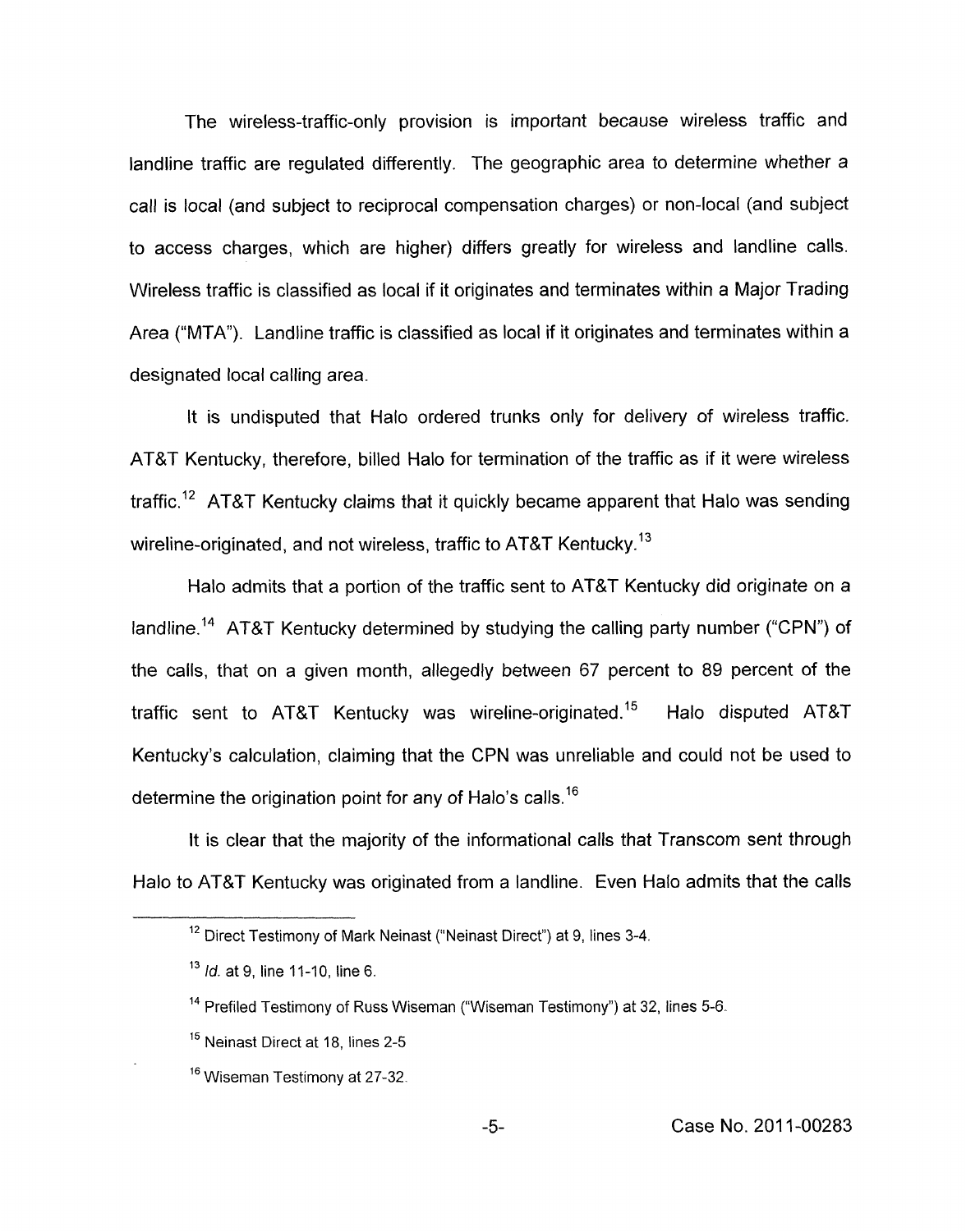The wireless-traffic-only provision is important because wireless traffic and landline traffic are regulated differently. The geographic area to determine whether a call is local (and subject to reciprocal compensation charges) or non-local (and subject to access charges, which are higher) differs greatly for wireless and landline calls. Wireless traffic is classified as local if it originates and terminates within a Major Trading Area ("MTA"). Landline traffic is classified as local if it originates and terminates within a designated local calling area.

It is undisputed that Halo ordered trunks only for delivery of wireless traffic. AT&T Kentucky, therefore, billed Halo for termination of the traffic as if it were wireless traffic.[12] AT&T Kentucky claims that it quickly became apparent that Halo was sending wireline-originated, and not wireless, traffic to AT&T Kentucky.[13]

Halo admits that a portion of the traffic sent to AT&T Kentucky did originate on a landline.[14] AT&T Kentucky determined by studying the calling party number ("CPN") of the calls, that on a given month, allegedly between 67 percent to 89 percent of the traffic sent to AT&T Kentucky was wireline-originated.[15] Halo disputed AT&T Kentucky's calculation, claiming that the CPN was unreliable and could not be used to determine the origination point for any of Halo's calls.[16]

It is clear that the majority of the informational calls that Transcom sent through Halo to AT&T Kentucky was originated from a landline. Even Halo admits that the calls

---

[12] Direct Testimony of Mark Neinast ("Neinast Direct") at 9, lines 3-4.

[13] *Id.* at 9, line 11-10, line 6.

[14] Prefiled Testimony of Russ Wiseman ("Wiseman Testimony") at 32, lines 5-6.

[15] Neinast Direct at 18, lines 2-5

[16] Wiseman Testimony at 27-32.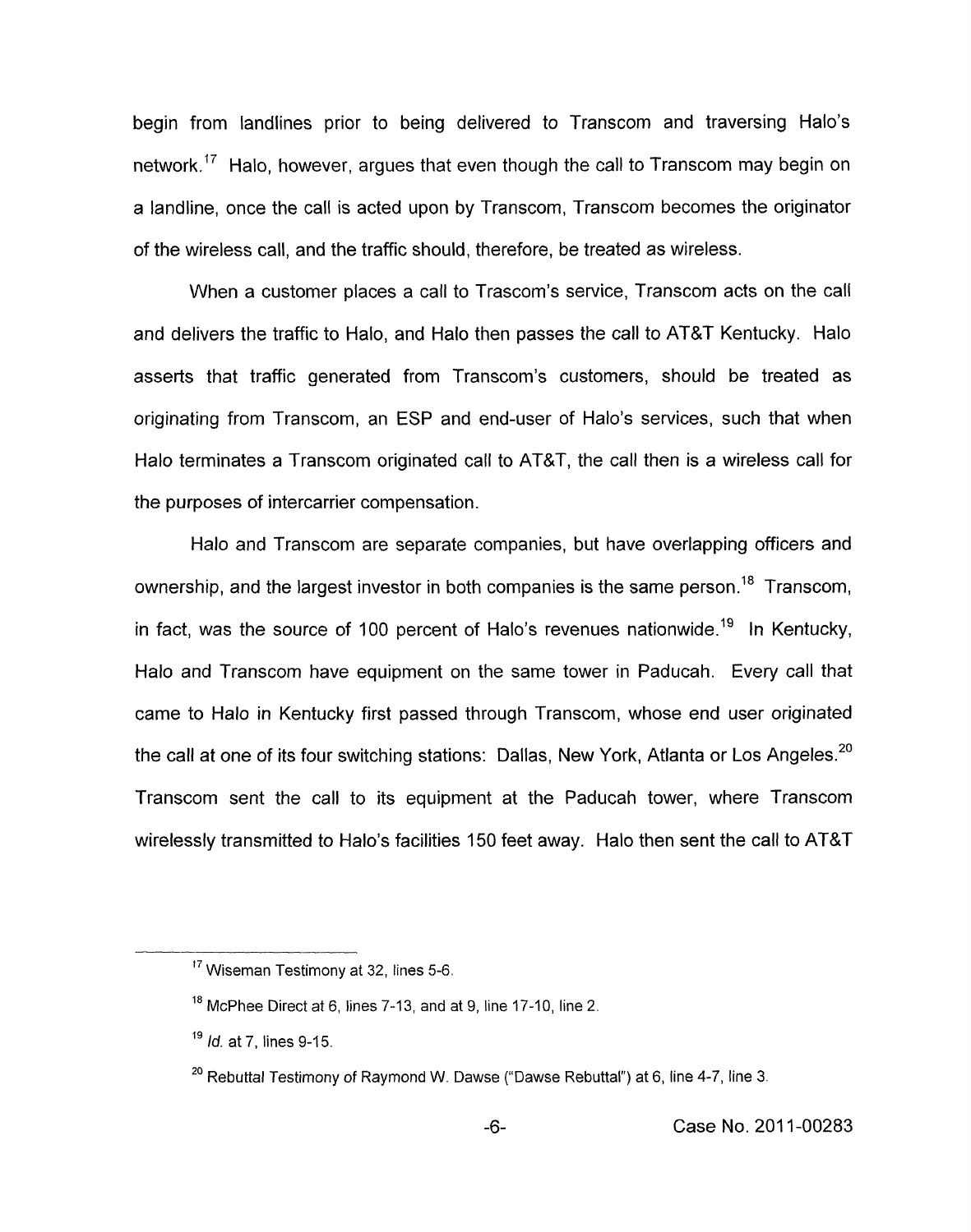begin from landlines prior to being delivered to Transcom and traversing Halo's network.[17] Halo, however, argues that even though the call to Transcom may begin on a landline, once the call is acted upon by Transcom, Transcom becomes the originator of the wireless call, and the traffic should, therefore, be treated as wireless.

When a customer places a call to Trascom's service, Transcom acts on the call and delivers the traffic to Halo, and Halo then passes the call to AT&T Kentucky. Halo asserts that traffic generated from Transcom's customers, should be treated as originating from Transcom, an ESP and end-user of Halo's services, such that when Halo terminates a Transcom originated call to AT&T, the call then is a wireless call for the purposes of intercarrier compensation.

Halo and Transcom are separate companies, but have overlapping officers and ownership, and the largest investor in both companies is the same person.[18] Transcom, in fact, was the source of 100 percent of Halo's revenues nationwide.[19] In Kentucky, Halo and Transcom have equipment on the same tower in Paducah. Every call that came to Halo in Kentucky first passed through Transcom, whose end user originated the call at one of its four switching stations: Dallas, New York, Atlanta or Los Angeles.[20] Transcom sent the call to its equipment at the Paducah tower, where Transcom wirelessly transmitted to Halo's facilities 150 feet away. Halo then sent the call to AT&T

[17] Wiseman Testimony at 32, lines 5-6.

[18] McPhee Direct at 6, lines 7-13, and at 9, line 17-10, line 2.

[19] *Id.* at 7, lines 9-15.

[20] Rebuttal Testimony of Raymond W. Dawse ("Dawse Rebuttal") at 6, line 4-7, line 3.

Case No. 2011-00283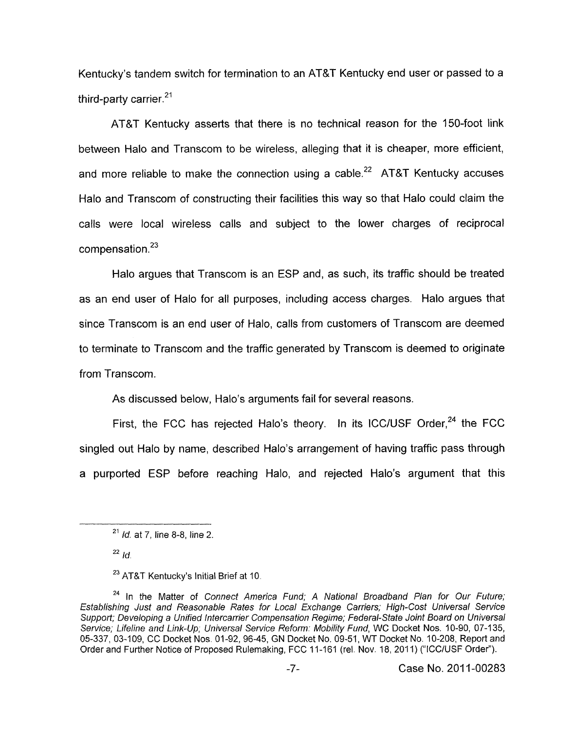Kentucky's tandem switch for termination to an AT&T Kentucky end user or passed to a third-party carrier.[21]

AT&T Kentucky asserts that there is no technical reason for the 150-foot link between Halo and Transcom to be wireless, alleging that it is cheaper, more efficient, and more reliable to make the connection using a cable.[22] AT&T Kentucky accuses Halo and Transcom of constructing their facilities this way so that Halo could claim the calls were local wireless calls and subject to the lower charges of reciprocal compensation.[23]

Halo argues that Transcom is an ESP and, as such, its traffic should be treated as an end user of Halo for all purposes, including access charges. Halo argues that since Transcom is an end user of Halo, calls from customers of Transcom are deemed to terminate to Transcom and the traffic generated by Transcom is deemed to originate from Transcom.

As discussed below, Halo's arguments fail for several reasons.

First, the FCC has rejected Halo's theory. In its ICC/USF Order,[24] the FCC singled out Halo by name, described Halo's arrangement of having traffic pass through a purported ESP before reaching Halo, and rejected Halo's argument that this

---

[21] *Id.* at 7, line 8-8, line 2.

[22] *Id.*

[23] AT&T Kentucky's Initial Brief at 10.

[24] In the Matter of *Connect America Fund; A National Broadband Plan for Our Future; Establishing Just and Reasonable Rates for Local Exchange Carriers; High-Cost Universal Service Support; Developing a Unified Intercarrier Compensation Regime; Federal-State Joint Board on Universal Service; Lifeline and Link-Up; Universal Service Reform: Mobility Fund*, WC Docket Nos. 10-90, 07-135, 05-337, 03-109, CC Docket Nos. 01-92, 96-45, GN Docket No. 09-51, WT Docket No. 10-208, Report and Order and Further Notice of Proposed Rulemaking, FCC 11-161 (rel. Nov. 18, 2011) ("ICC/USF Order").

Case No. 2011-00283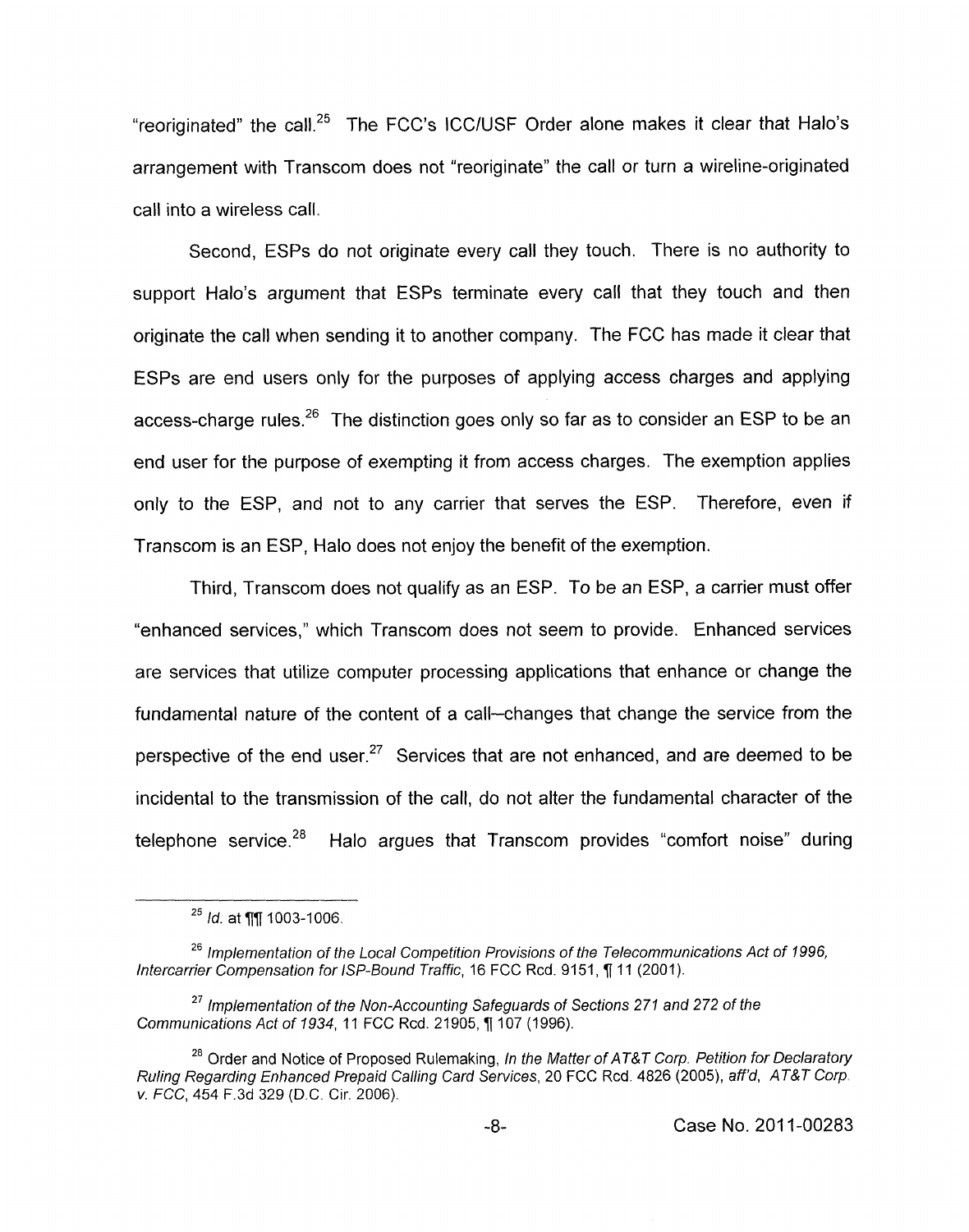"reoriginated" the call.[25] The FCC's ICC/USF Order alone makes it clear that Halo's arrangement with Transcom does not "reoriginate" the call or turn a wireline-originated call into a wireless call.

Second, ESPs do not originate every call they touch. There is no authority to support Halo's argument that ESPs terminate every call that they touch and then originate the call when sending it to another company. The FCC has made it clear that ESPs are end users only for the purposes of applying access charges and applying access-charge rules.[26] The distinction goes only so far as to consider an ESP to be an end user for the purpose of exempting it from access charges. The exemption applies only to the ESP, and not to any carrier that serves the ESP. Therefore, even if Transcom is an ESP, Halo does not enjoy the benefit of the exemption.

Third, Transcom does not qualify as an ESP. To be an ESP, a carrier must offer "enhanced services," which Transcom does not seem to provide. Enhanced services are services that utilize computer processing applications that enhance or change the fundamental nature of the content of a call--changes that change the service from the perspective of the end user.[27] Services that are not enhanced, and are deemed to be incidental to the transmission of the call, do not alter the fundamental character of the telephone service.[28] Halo argues that Transcom provides "comfort noise" during

---

[25] *Id.* at ¶¶ 1003-1006.

[26] *Implementation of the Local Competition Provisions of the Telecommunications Act of 1996, Intercarrier Compensation for ISP-Bound Traffic*, 16 FCC Rcd. 9151, ¶ 11 (2001).

[27] *Implementation of the Non-Accounting Safeguards of Sections 271 and 272 of the Communications Act of 1934*, 11 FCC Rcd. 21905, ¶ 107 (1996).

[28] Order and Notice of Proposed Rulemaking, *In the Matter of AT&T Corp. Petition for Declaratory Ruling Regarding Enhanced Prepaid Calling Card Services*, 20 FCC Rcd. 4826 (2005), *aff'd*, *AT&T Corp. v. FCC*, 454 F.3d 329 (D.C. Cir. 2006).

Case No. 2011-00283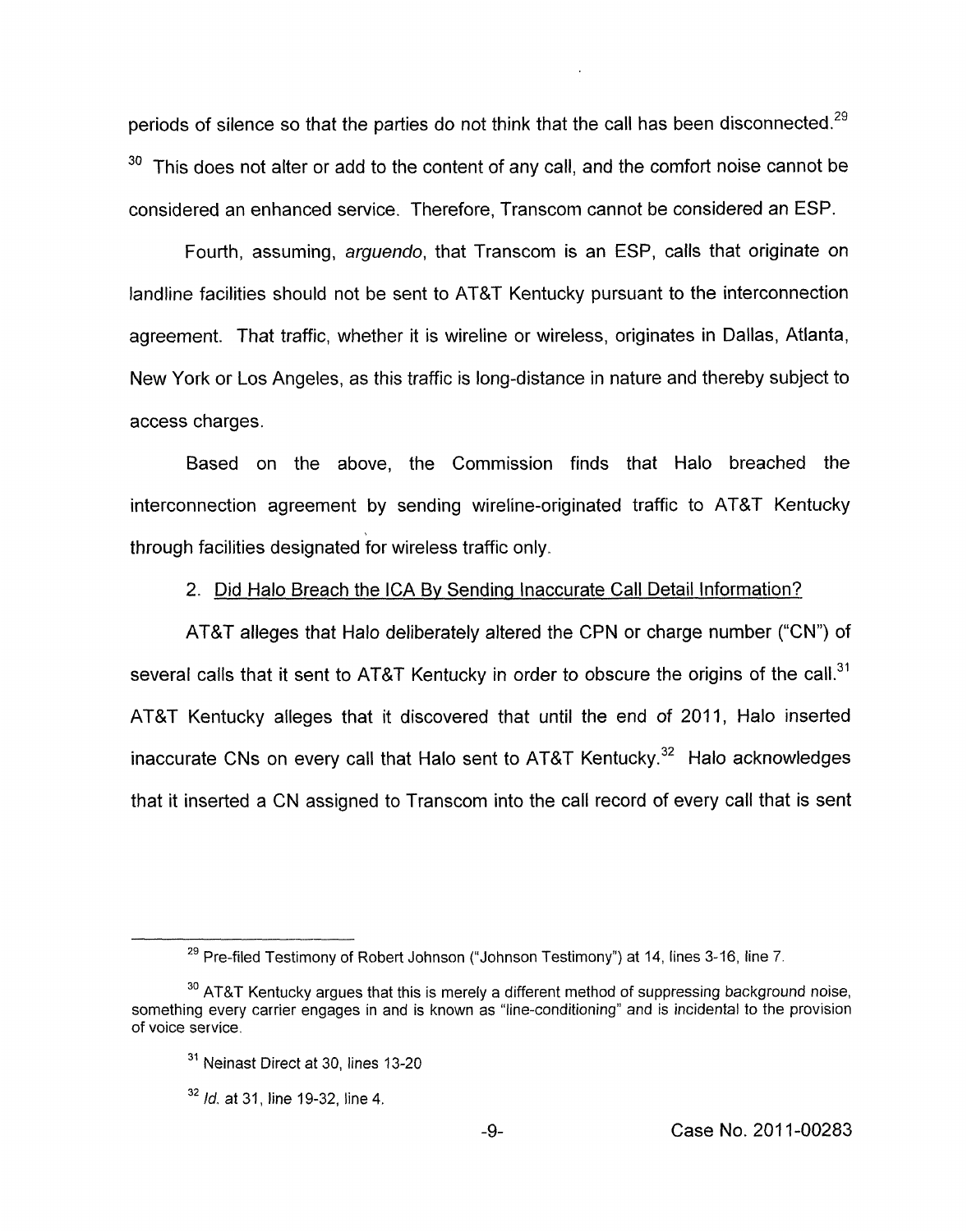periods of silence so that the parties do not think that the call has been disconnected.[29] [30] This does not alter or add to the content of any call, and the comfort noise cannot be considered an enhanced service. Therefore, Transcom cannot be considered an ESP.

Fourth, assuming, *arguendo*, that Transcom is an ESP, calls that originate on landline facilities should not be sent to AT&T Kentucky pursuant to the interconnection agreement. That traffic, whether it is wireline or wireless, originates in Dallas, Atlanta, New York or Los Angeles, as this traffic is long-distance in nature and thereby subject to access charges.

Based on the above, the Commission finds that Halo breached the interconnection agreement by sending wireline-originated traffic to AT&T Kentucky through facilities designated for wireless traffic only.

2. Did Halo Breach the ICA By Sending Inaccurate Call Detail Information?

AT&T alleges that Halo deliberately altered the CPN or charge number ("CN") of several calls that it sent to AT&T Kentucky in order to obscure the origins of the call.[31] AT&T Kentucky alleges that it discovered that until the end of 2011, Halo inserted inaccurate CNs on every call that Halo sent to AT&T Kentucky.[32] Halo acknowledges that it inserted a CN assigned to Transcom into the call record of every call that is sent

---

[29] Pre-filed Testimony of Robert Johnson ("Johnson Testimony") at 14, lines 3-16, line 7.

[30] AT&T Kentucky argues that this is merely a different method of suppressing background noise, something every carrier engages in and is known as "line-conditioning" and is incidental to the provision of voice service.

[31] Neinast Direct at 30, lines 13-20

[32] *Id.* at 31, line 19-32, line 4.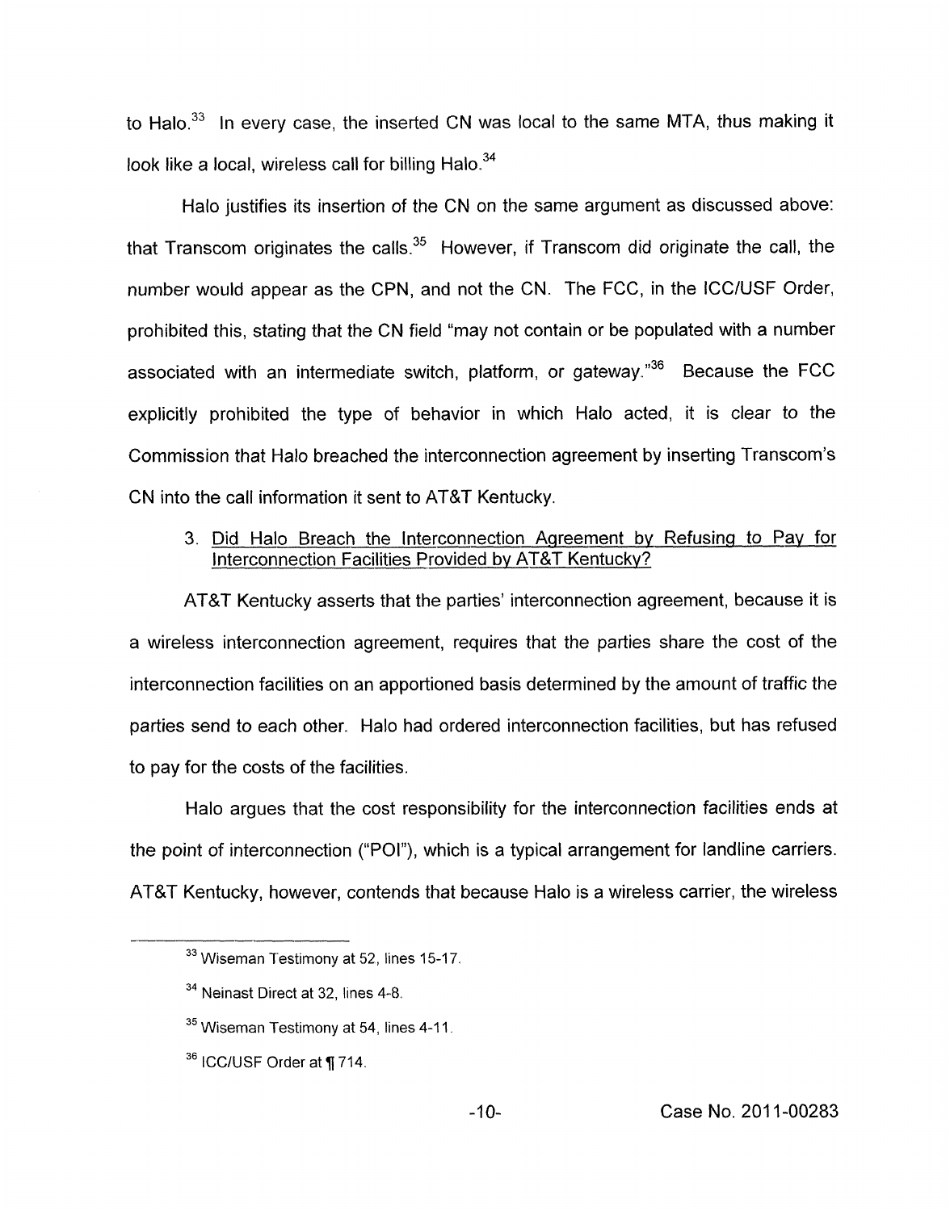to Halo.[33] In every case, the inserted CN was local to the same MTA, thus making it look like a local, wireless call for billing Halo.[34]

Halo justifies its insertion of the CN on the same argument as discussed above: that Transcom originates the calls.[35] However, if Transcom did originate the call, the number would appear as the CPN, and not the CN. The FCC, in the ICC/USF Order, prohibited this, stating that the CN field "may not contain or be populated with a number associated with an intermediate switch, platform, or gateway."[36] Because the FCC explicitly prohibited the type of behavior in which Halo acted, it is clear to the Commission that Halo breached the interconnection agreement by inserting Transcom's CN into the call information it sent to AT&T Kentucky.

3. <u>Did Halo Breach the Interconnection Agreement by Refusing to Pay for Interconnection Facilities Provided by AT&T Kentucky?</u>

AT&T Kentucky asserts that the parties' interconnection agreement, because it is a wireless interconnection agreement, requires that the parties share the cost of the interconnection facilities on an apportioned basis determined by the amount of traffic the parties send to each other. Halo had ordered interconnection facilities, but has refused to pay for the costs of the facilities.

Halo argues that the cost responsibility for the interconnection facilities ends at the point of interconnection ("POI"), which is a typical arrangement for landline carriers. AT&T Kentucky, however, contends that because Halo is a wireless carrier, the wireless

---

[33] Wiseman Testimony at 52, lines 15-17.

[34] Neinast Direct at 32, lines 4-8.

[35] Wiseman Testimony at 54, lines 4-11.

[36] ICC/USF Order at ¶ 714.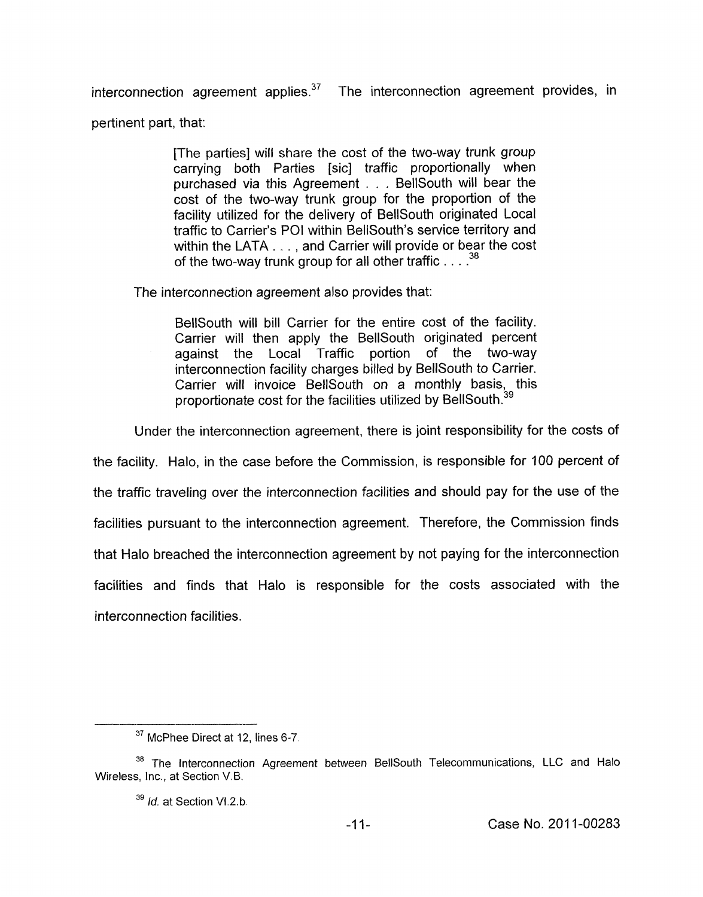interconnection agreement applies.[37] The interconnection agreement provides, in pertinent part, that:

> [The parties] will share the cost of the two-way trunk group carrying both Parties [sic] traffic proportionally when purchased via this Agreement . . . BellSouth will bear the cost of the two-way trunk group for the proportion of the facility utilized for the delivery of BellSouth originated Local traffic to Carrier's POI within BellSouth's service territory and within the LATA . . . , and Carrier will provide or bear the cost of the two-way trunk group for all other traffic . . . .[38]

The interconnection agreement also provides that:

> BellSouth will bill Carrier for the entire cost of the facility. Carrier will then apply the BellSouth originated percent against the Local Traffic portion of the two-way interconnection facility charges billed by BellSouth to Carrier. Carrier will invoice BellSouth on a monthly basis, this proportionate cost for the facilities utilized by BellSouth.[39]

Under the interconnection agreement, there is joint responsibility for the costs of the facility. Halo, in the case before the Commission, is responsible for 100 percent of the traffic traveling over the interconnection facilities and should pay for the use of the facilities pursuant to the interconnection agreement. Therefore, the Commission finds that Halo breached the interconnection agreement by not paying for the interconnection facilities and finds that Halo is responsible for the costs associated with the interconnection facilities.

---

[37] McPhee Direct at 12, lines 6-7.

[38] The Interconnection Agreement between BellSouth Telecommunications, LLC and Halo Wireless, Inc., at Section V.B.

[39] *Id.* at Section VI.2.b.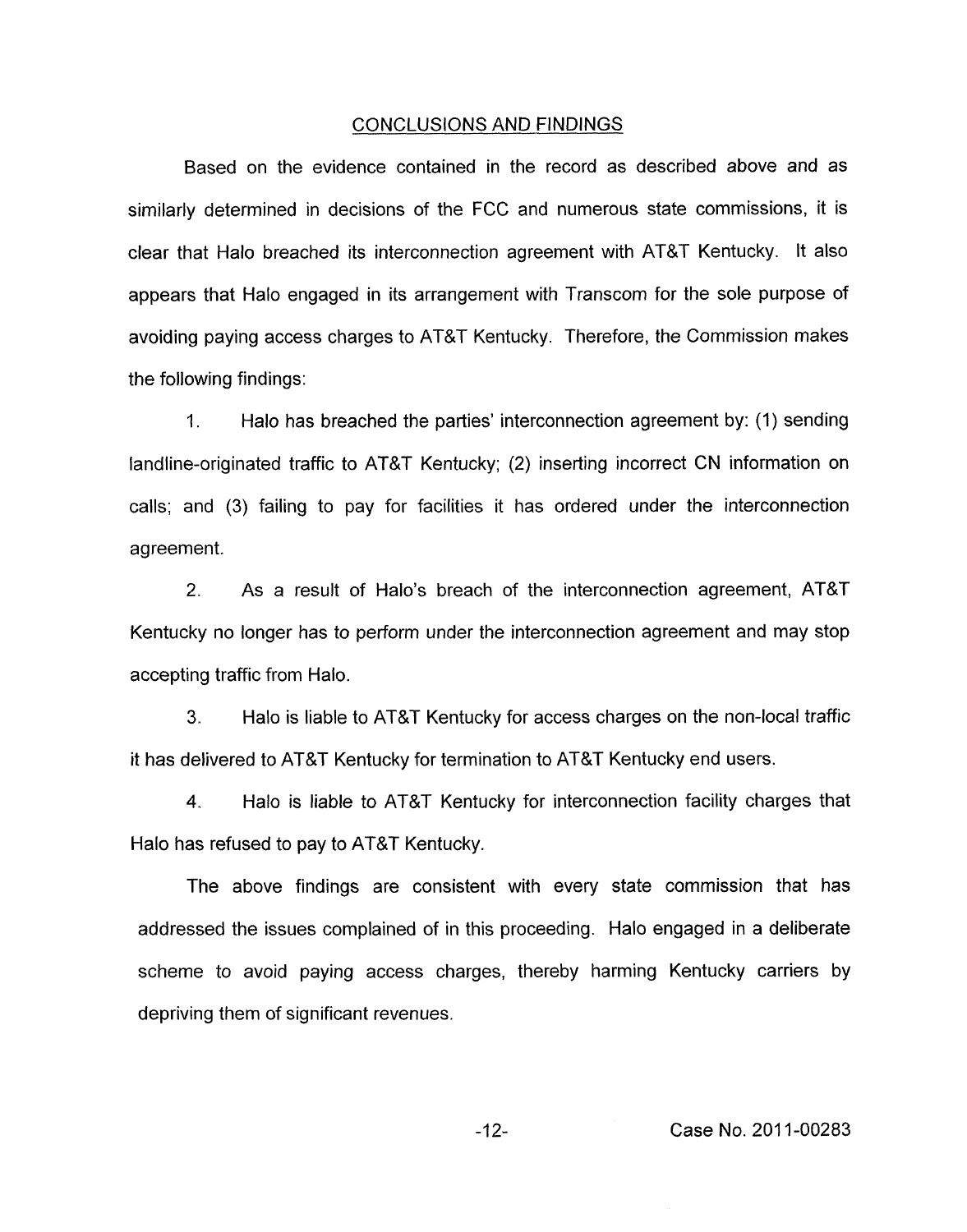## CONCLUSIONS AND FINDINGS

Based on the evidence contained in the record as described above and as similarly determined in decisions of the FCC and numerous state commissions, it is clear that Halo breached its interconnection agreement with AT&T Kentucky. It also appears that Halo engaged in its arrangement with Transcom for the sole purpose of avoiding paying access charges to AT&T Kentucky. Therefore, the Commission makes the following findings:

1. Halo has breached the parties' interconnection agreement by: (1) sending landline-originated traffic to AT&T Kentucky; (2) inserting incorrect CN information on calls; and (3) failing to pay for facilities it has ordered under the interconnection agreement.

2. As a result of Halo's breach of the interconnection agreement, AT&T Kentucky no longer has to perform under the interconnection agreement and may stop accepting traffic from Halo.

3. Halo is liable to AT&T Kentucky for access charges on the non-local traffic it has delivered to AT&T Kentucky for termination to AT&T Kentucky end users.

4. Halo is liable to AT&T Kentucky for interconnection facility charges that Halo has refused to pay to AT&T Kentucky.

The above findings are consistent with every state commission that has addressed the issues complained of in this proceeding. Halo engaged in a deliberate scheme to avoid paying access charges, thereby harming Kentucky carriers by depriving them of significant revenues.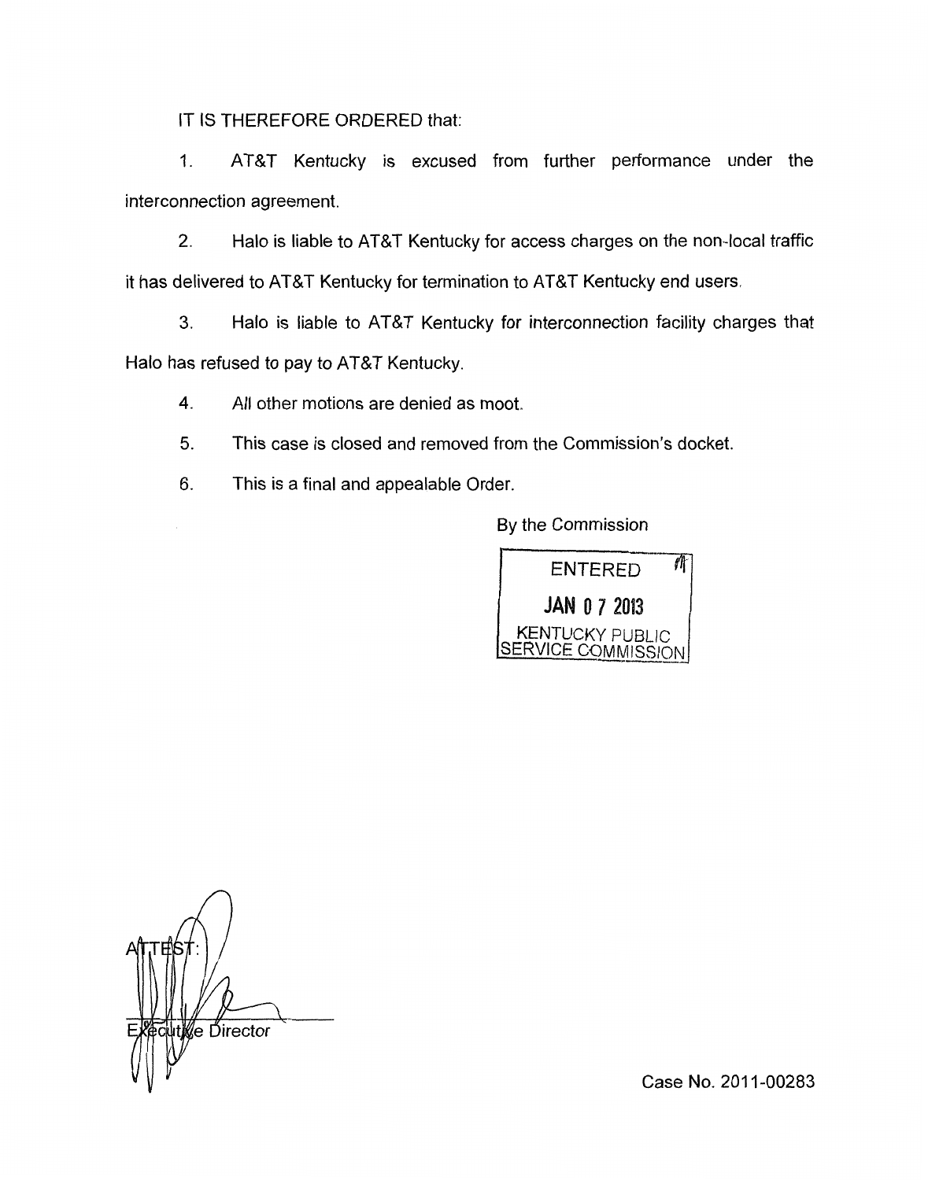IT IS THEREFORE ORDERED that:

1. AT&T Kentucky is excused from further performance under the interconnection agreement.

2. Halo is liable to AT&T Kentucky for access charges on the non-local traffic it has delivered to AT&T Kentucky for termination to AT&T Kentucky end users.

3. Halo is liable to AT&T Kentucky for interconnection facility charges that Halo has refused to pay to AT&T Kentucky.

4. All other motions are denied as moot.

5. This case is closed and removed from the Commission's docket.

6. This is a final and appealable Order.

By the Commission

ENTERED
JAN 07 2013
KENTUCKY PUBLIC SERVICE COMMISSION

ATTEST:

Executive Director

Case No. 2011-00283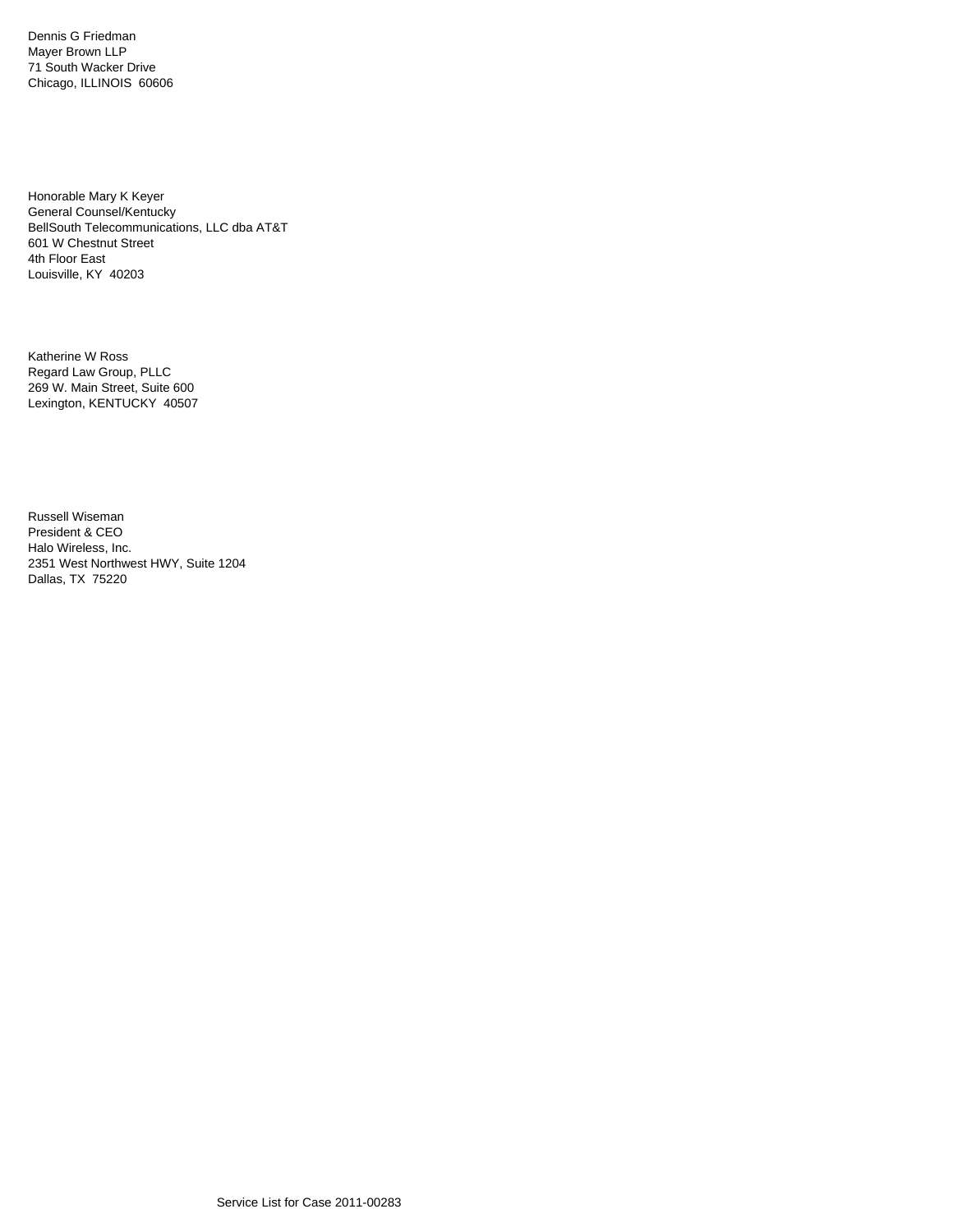Dennis G Friedman
Mayer Brown LLP
71 South Wacker Drive
Chicago, ILLINOIS 60606

Honorable Mary K Keyer
General Counsel/Kentucky
BellSouth Telecommunications, LLC dba AT&T
601 W Chestnut Street
4th Floor East
Louisville, KY 40203

Katherine W Ross
Regard Law Group, PLLC
269 W. Main Street, Suite 600
Lexington, KENTUCKY 40507

Russell Wiseman
President & CEO
Halo Wireless, Inc.
2351 West Northwest HWY, Suite 1204
Dallas, TX 75220

Service List for Case 2011-00283